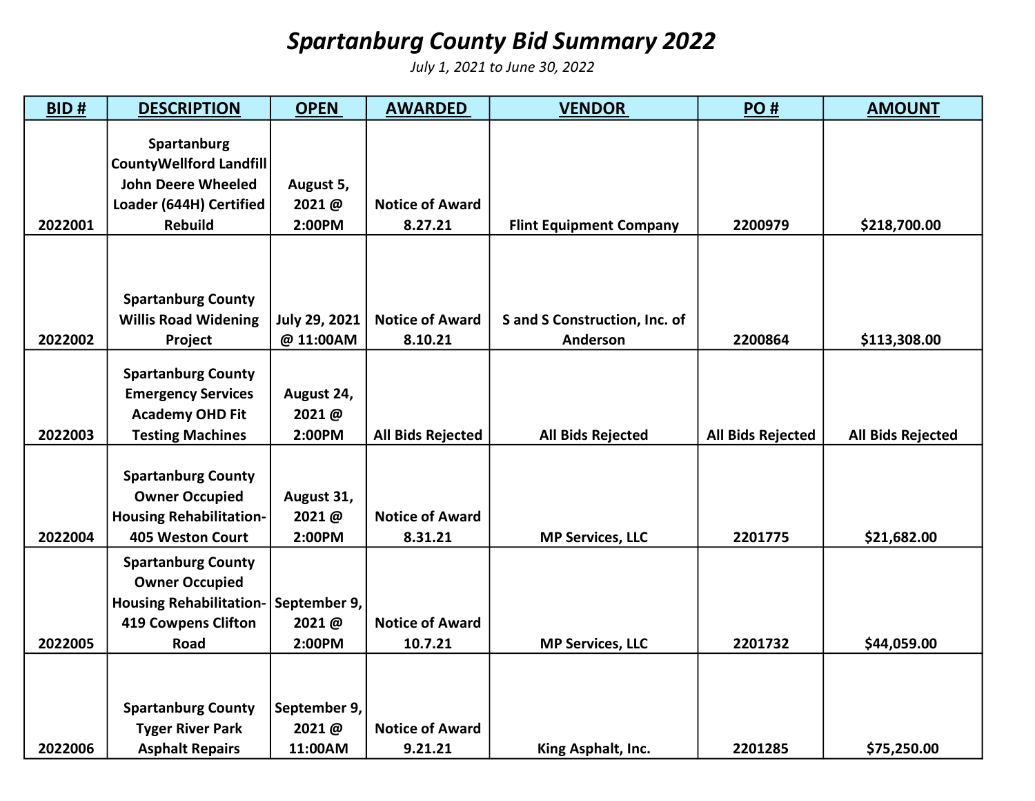# *Spartanburg County Bid Summary 2022*

*July 1, 2021 to June 30, 2022*

| BID # | DESCRIPTION | OPEN | AWARDED | VENDOR | PO # | AMOUNT |
|---|---|---|---|---|---|---|
| 2022001 | Spartanburg CountyWellford Landfill John Deere Wheeled Loader (644H) Certified Rebuild | August 5, 2021 @ 2:00PM | Notice of Award 8.27.21 | Flint Equipment Company | 2200979 | $218,700.00 |
| 2022002 | Spartanburg County Willis Road Widening Project | July 29, 2021 @ 11:00AM | Notice of Award 8.10.21 | S and S Construction, Inc. of Anderson | 2200864 | $113,308.00 |
| 2022003 | Spartanburg County Emergency Services Academy OHD Fit Testing Machines | August 24, 2021 @ 2:00PM | All Bids Rejected | All Bids Rejected | All Bids Rejected | All Bids Rejected |
| 2022004 | Spartanburg County Owner Occupied Housing Rehabilitation-405 Weston Court | August 31, 2021 @ 2:00PM | Notice of Award 8.31.21 | MP Services, LLC | 2201775 | $21,682.00 |
| 2022005 | Spartanburg County Owner Occupied Housing Rehabilitation-419 Cowpens Clifton Road | September 9, 2021 @ 2:00PM | Notice of Award 10.7.21 | MP Services, LLC | 2201732 | $44,059.00 |
| 2022006 | Spartanburg County Tyger River Park Asphalt Repairs | September 9, 2021 @ 11:00AM | Notice of Award 9.21.21 | King Asphalt, Inc. | 2201285 | $75,250.00 |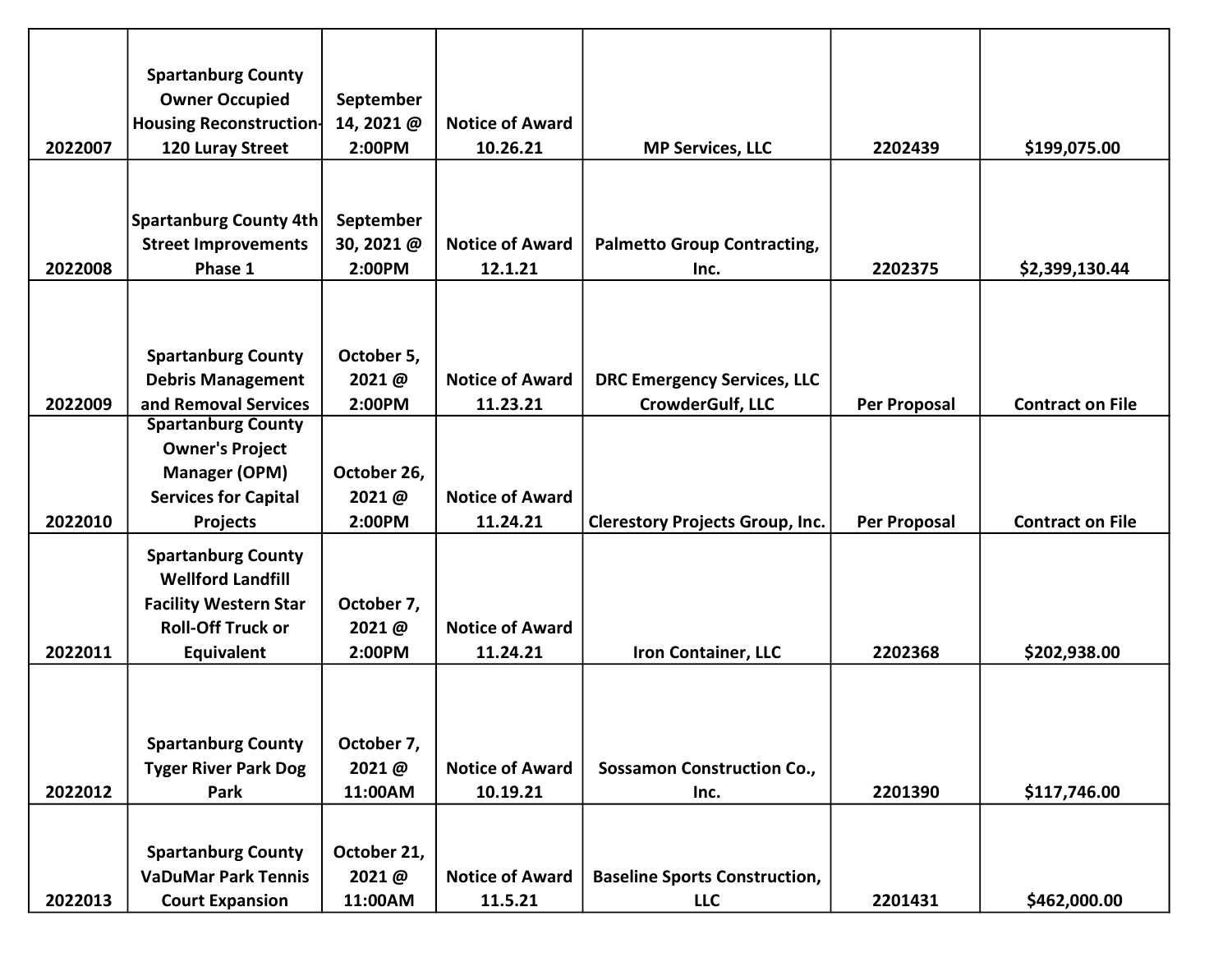| | | | | | | |
|---|---|---|---|---|---|---|
| 2022007 | Spartanburg County Owner Occupied Housing Reconstruction-120 Luray Street | September 14, 2021 @ 2:00PM | Notice of Award 10.26.21 | MP Services, LLC | 2202439 | $199,075.00 |
| 2022008 | Spartanburg County 4th Street Improvements Phase 1 | September 30, 2021 @ 2:00PM | Notice of Award 12.1.21 | Palmetto Group Contracting, Inc. | 2202375 | $2,399,130.44 |
| 2022009 | Spartanburg County Debris Management and Removal Services | October 5, 2021 @ 2:00PM | Notice of Award 11.23.21 | DRC Emergency Services, LLC CrowderGulf, LLC | Per Proposal | Contract on File |
| 2022010 | Spartanburg County Owner's Project Manager (OPM) Services for Capital Projects | October 26, 2021 @ 2:00PM | Notice of Award 11.24.21 | Clerestory Projects Group, Inc. | Per Proposal | Contract on File |
| 2022011 | Spartanburg County Wellford Landfill Facility Western Star Roll-Off Truck or Equivalent | October 7, 2021 @ 2:00PM | Notice of Award 11.24.21 | Iron Container, LLC | 2202368 | $202,938.00 |
| 2022012 | Spartanburg County Tyger River Park Dog Park | October 7, 2021 @ 11:00AM | Notice of Award 10.19.21 | Sossamon Construction Co., Inc. | 2201390 | $117,746.00 |
| 2022013 | Spartanburg County VaDuMar Park Tennis Court Expansion | October 21, 2021 @ 11:00AM | Notice of Award 11.5.21 | Baseline Sports Construction, LLC | 2201431 | $462,000.00 |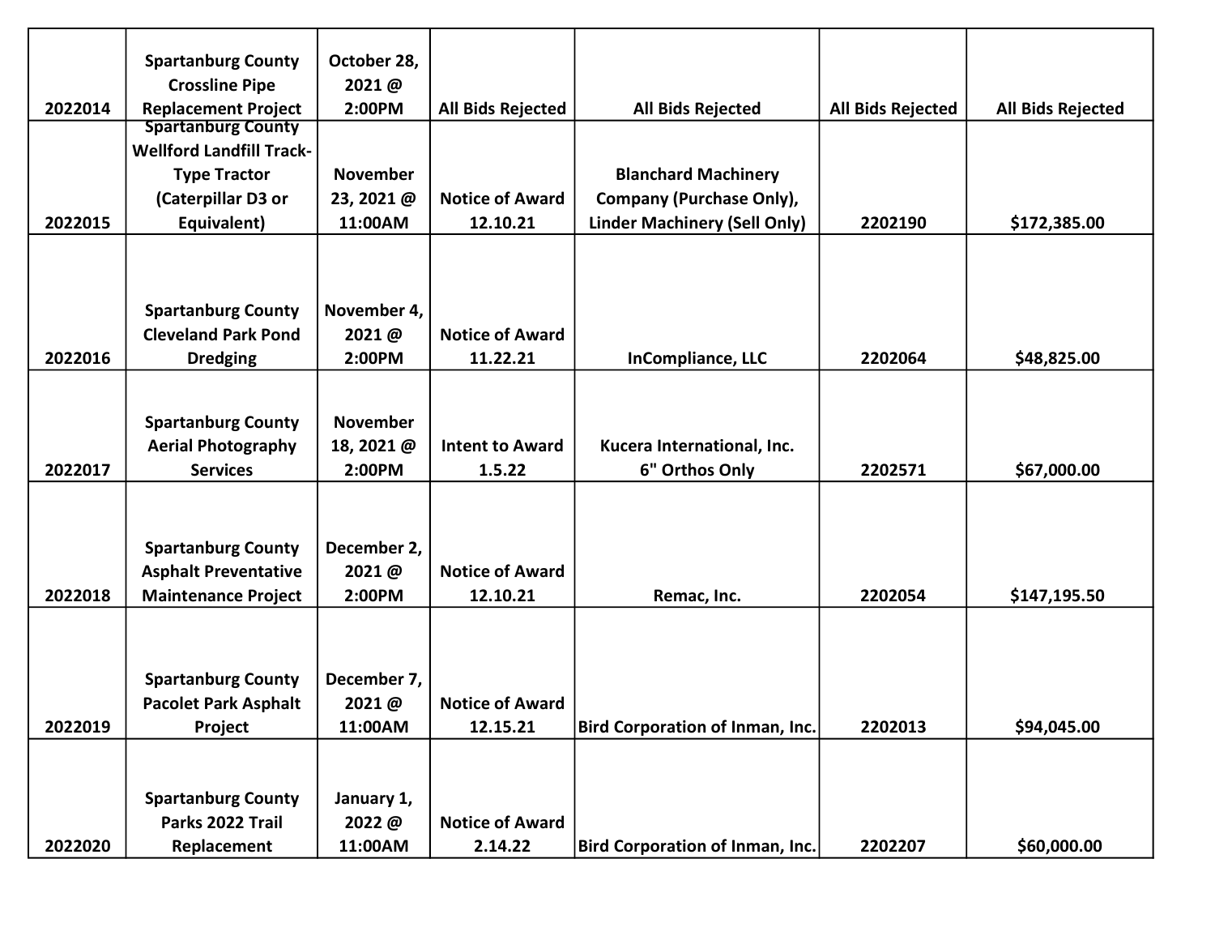| | | | | | | |
|---|---|---|---|---|---|---|
| 2022014 | Spartanburg County Crossline Pipe Replacement Project | October 28, 2021 @ 2:00PM | All Bids Rejected | All Bids Rejected | All Bids Rejected | All Bids Rejected |
| 2022015 | Spartanburg County Wellford Landfill Track-Type Tractor (Caterpillar D3 or Equivalent) | November 23, 2021 @ 11:00AM | Notice of Award 12.10.21 | Blanchard Machinery Company (Purchase Only), Linder Machinery (Sell Only) | 2202190 | $172,385.00 |
| 2022016 | Spartanburg County Cleveland Park Pond Dredging | November 4, 2021 @ 2:00PM | Notice of Award 11.22.21 | InCompliance, LLC | 2202064 | $48,825.00 |
| 2022017 | Spartanburg County Aerial Photography Services | November 18, 2021 @ 2:00PM | Intent to Award 1.5.22 | Kucera International, Inc. 6" Orthos Only | 2202571 | $67,000.00 |
| 2022018 | Spartanburg County Asphalt Preventative Maintenance Project | December 2, 2021 @ 2:00PM | Notice of Award 12.10.21 | Remac, Inc. | 2202054 | $147,195.50 |
| 2022019 | Spartanburg County Pacolet Park Asphalt Project | December 7, 2021 @ 11:00AM | Notice of Award 12.15.21 | Bird Corporation of Inman, Inc. | 2202013 | $94,045.00 |
| 2022020 | Spartanburg County Parks 2022 Trail Replacement | January 1, 2022 @ 11:00AM | Notice of Award 2.14.22 | Bird Corporation of Inman, Inc. | 2202207 | $60,000.00 |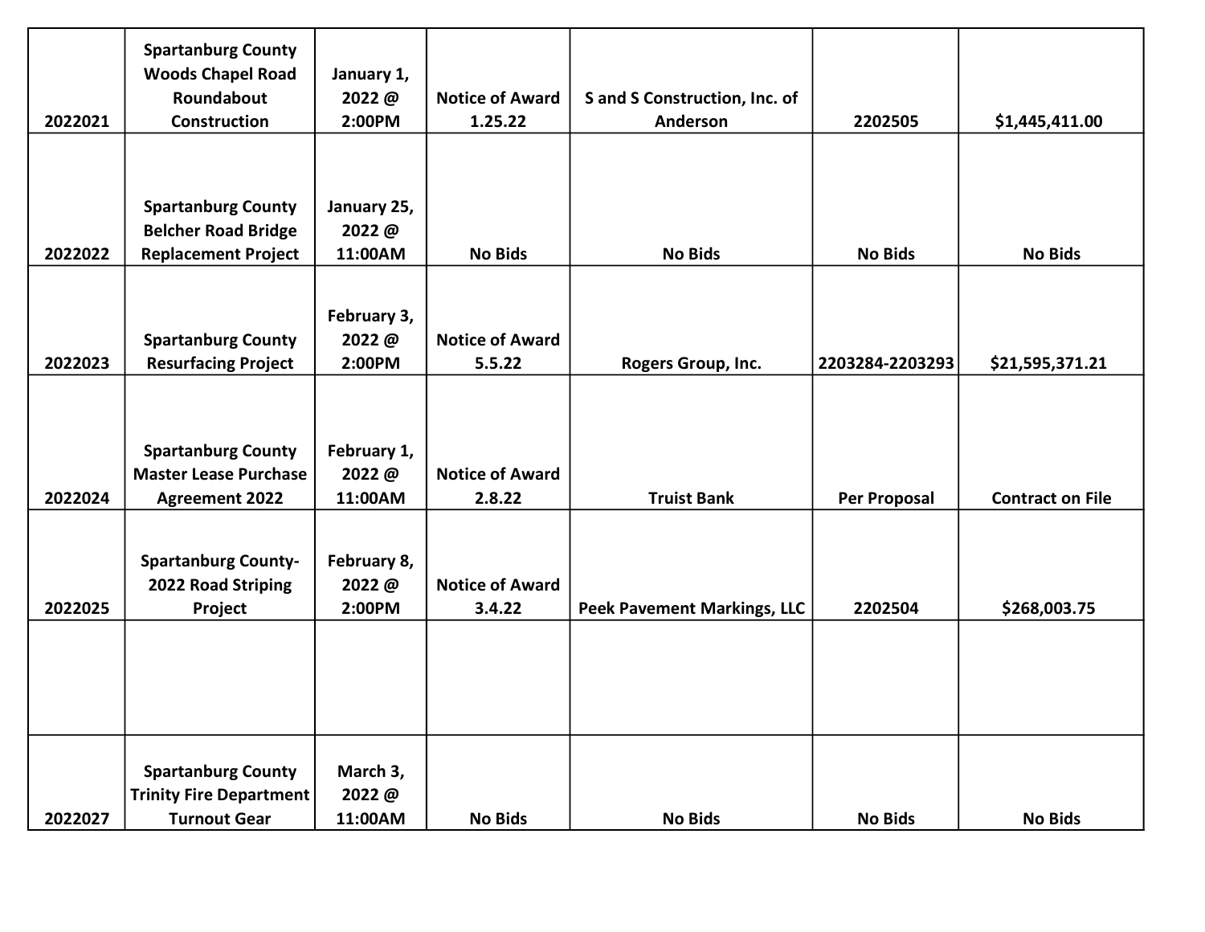| | | | | | | |
|---|---|---|---|---|---|---|
| 2022021 | Spartanburg County Woods Chapel Road Roundabout Construction | January 1, 2022 @ 2:00PM | Notice of Award 1.25.22 | S and S Construction, Inc. of Anderson | 2202505 | $1,445,411.00 |
| 2022022 | Spartanburg County Belcher Road Bridge Replacement Project | January 25, 2022 @ 11:00AM | No Bids | No Bids | No Bids | No Bids |
| 2022023 | Spartanburg County Resurfacing Project | February 3, 2022 @ 2:00PM | Notice of Award 5.5.22 | Rogers Group, Inc. | 2203284-2203293 | $21,595,371.21 |
| 2022024 | Spartanburg County Master Lease Purchase Agreement 2022 | February 1, 2022 @ 11:00AM | Notice of Award 2.8.22 | Truist Bank | Per Proposal | Contract on File |
| 2022025 | Spartanburg County- 2022 Road Striping Project | February 8, 2022 @ 2:00PM | Notice of Award 3.4.22 | Peek Pavement Markings, LLC | 2202504 | $268,003.75 |
| | | | | | | |
| 2022027 | Spartanburg County Trinity Fire Department Turnout Gear | March 3, 2022 @ 11:00AM | No Bids | No Bids | No Bids | No Bids |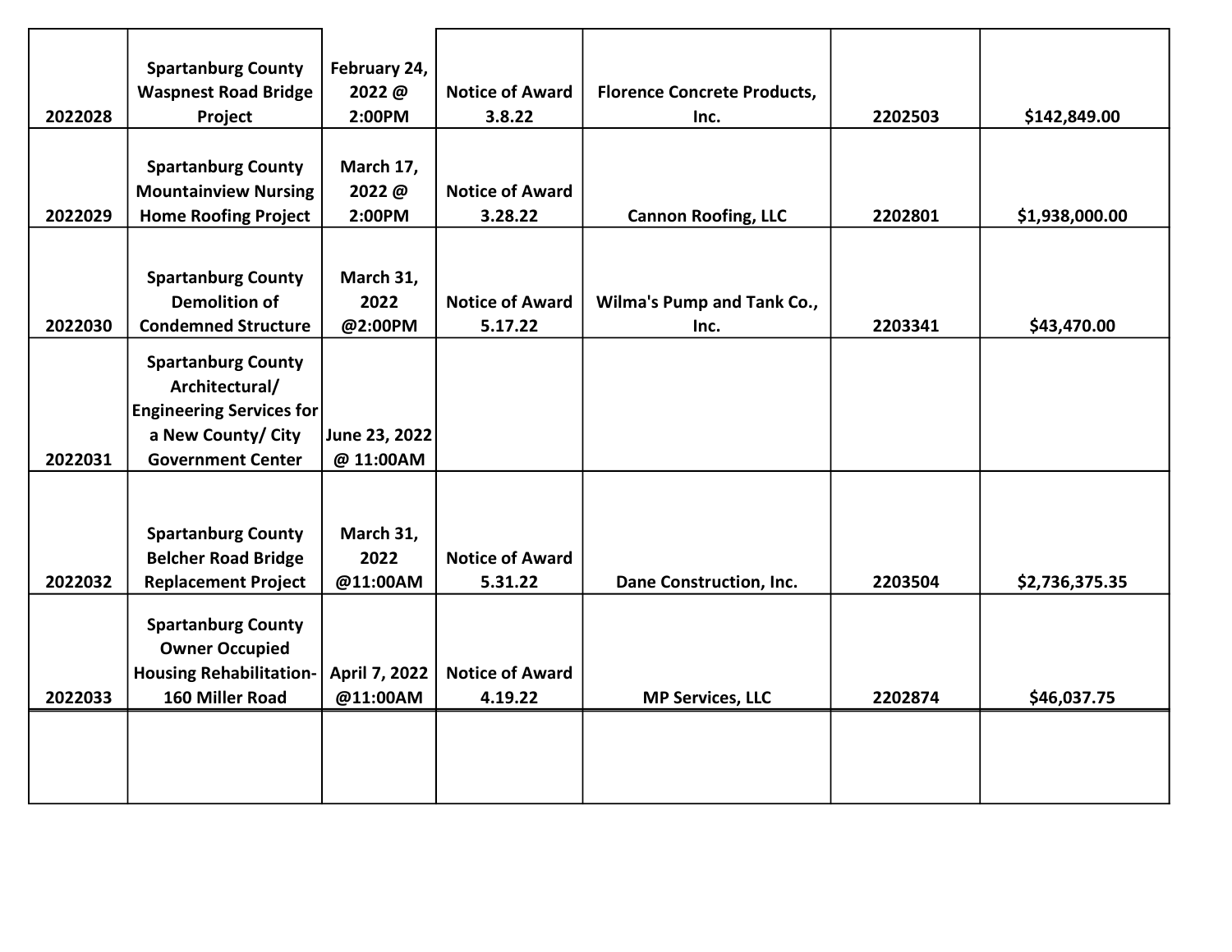| | | | | | | |
|---|---|---|---|---|---|---|
| 2022028 | **Spartanburg County Waspnest Road Bridge Project** | **February 24, 2022 @ 2:00PM** | **Notice of Award 3.8.22** | **Florence Concrete Products, Inc.** | **2202503** | **$142,849.00** |
| 2022029 | **Spartanburg County Mountainview Nursing Home Roofing Project** | **March 17, 2022 @ 2:00PM** | **Notice of Award 3.28.22** | **Cannon Roofing, LLC** | **2202801** | **$1,938,000.00** |
| 2022030 | **Spartanburg County Demolition of Condemned Structure** | **March 31, 2022 @2:00PM** | **Notice of Award 5.17.22** | **Wilma's Pump and Tank Co., Inc.** | **2203341** | **$43,470.00** |
| 2022031 | **Spartanburg County Architectural/ Engineering Services for a New County/ City Government Center** | **June 23, 2022 @ 11:00AM** | | | | |
| 2022032 | **Spartanburg County Belcher Road Bridge Replacement Project** | **March 31, 2022 @11:00AM** | **Notice of Award 5.31.22** | **Dane Construction, Inc.** | **2203504** | **$2,736,375.35** |
| 2022033 | **Spartanburg County Owner Occupied Housing Rehabilitation-160 Miller Road** | **April 7, 2022 @11:00AM** | **Notice of Award 4.19.22** | **MP Services, LLC** | **2202874** | **$46,037.75** |
| | | | | | | |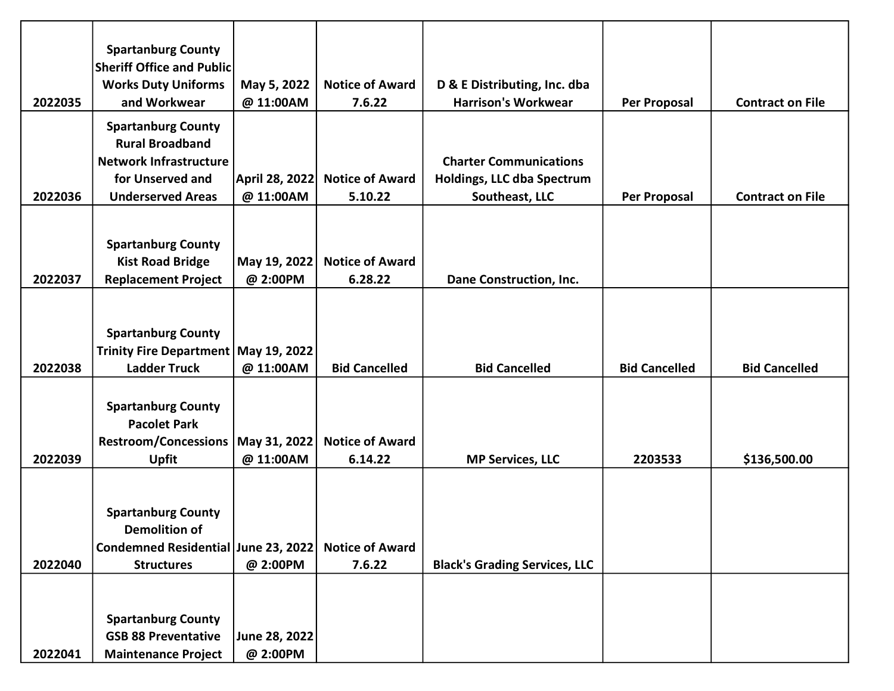| | | | | | | |
|---|---|---|---|---|---|---|
| 2022035 | **Spartanburg County Sheriff Office and Public Works Duty Uniforms and Workwear** | **May 5, 2022 @ 11:00AM** | **Notice of Award 7.6.22** | **D & E Distributing, Inc. dba Harrison's Workwear** | **Per Proposal** | **Contract on File** |
| 2022036 | **Spartanburg County Rural Broadband Network Infrastructure for Unserved and Underserved Areas** | **April 28, 2022 @ 11:00AM** | **Notice of Award 5.10.22** | **Charter Communications Holdings, LLC dba Spectrum Southeast, LLC** | **Per Proposal** | **Contract on File** |
| 2022037 | **Spartanburg County Kist Road Bridge Replacement Project** | **May 19, 2022 @ 2:00PM** | **Notice of Award 6.28.22** | **Dane Construction, Inc.** | | |
| 2022038 | **Spartanburg County Trinity Fire Department Ladder Truck** | **May 19, 2022 @ 11:00AM** | **Bid Cancelled** | **Bid Cancelled** | **Bid Cancelled** | **Bid Cancelled** |
| 2022039 | **Spartanburg County Pacolet Park Restroom/Concessions Upfit** | **May 31, 2022 @ 11:00AM** | **Notice of Award 6.14.22** | **MP Services, LLC** | **2203533** | **$136,500.00** |
| 2022040 | **Spartanburg County Demolition of Condemned Residential Structures** | **June 23, 2022 @ 2:00PM** | **Notice of Award 7.6.22** | **Black's Grading Services, LLC** | | |
| 2022041 | **Spartanburg County GSB 88 Preventative Maintenance Project** | **June 28, 2022 @ 2:00PM** | | | | |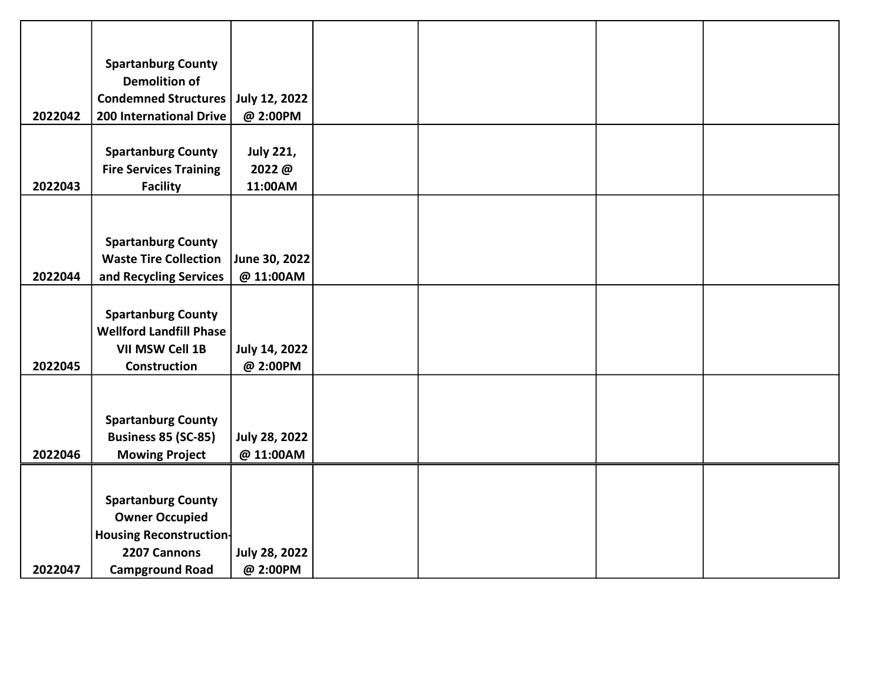| | | | | | | |
|---|---|---|---|---|---|---|
| 2022042 | **Spartanburg County Demolition of Condemned Structures 200 International Drive** | **July 12, 2022 @ 2:00PM** | | | | |
| 2022043 | **Spartanburg County Fire Services Training Facility** | **July 221, 2022 @ 11:00AM** | | | | |
| 2022044 | **Spartanburg County Waste Tire Collection and Recycling Services** | **June 30, 2022 @ 11:00AM** | | | | |
| 2022045 | **Spartanburg County Wellford Landfill Phase VII MSW Cell 1B Construction** | **July 14, 2022 @ 2:00PM** | | | | |
| 2022046 | **Spartanburg County Business 85 (SC-85) Mowing Project** | **July 28, 2022 @ 11:00AM** | | | | |
| 2022047 | **Spartanburg County Owner Occupied Housing Reconstruction-2207 Cannons Campground Road** | **July 28, 2022 @ 2:00PM** | | | | |